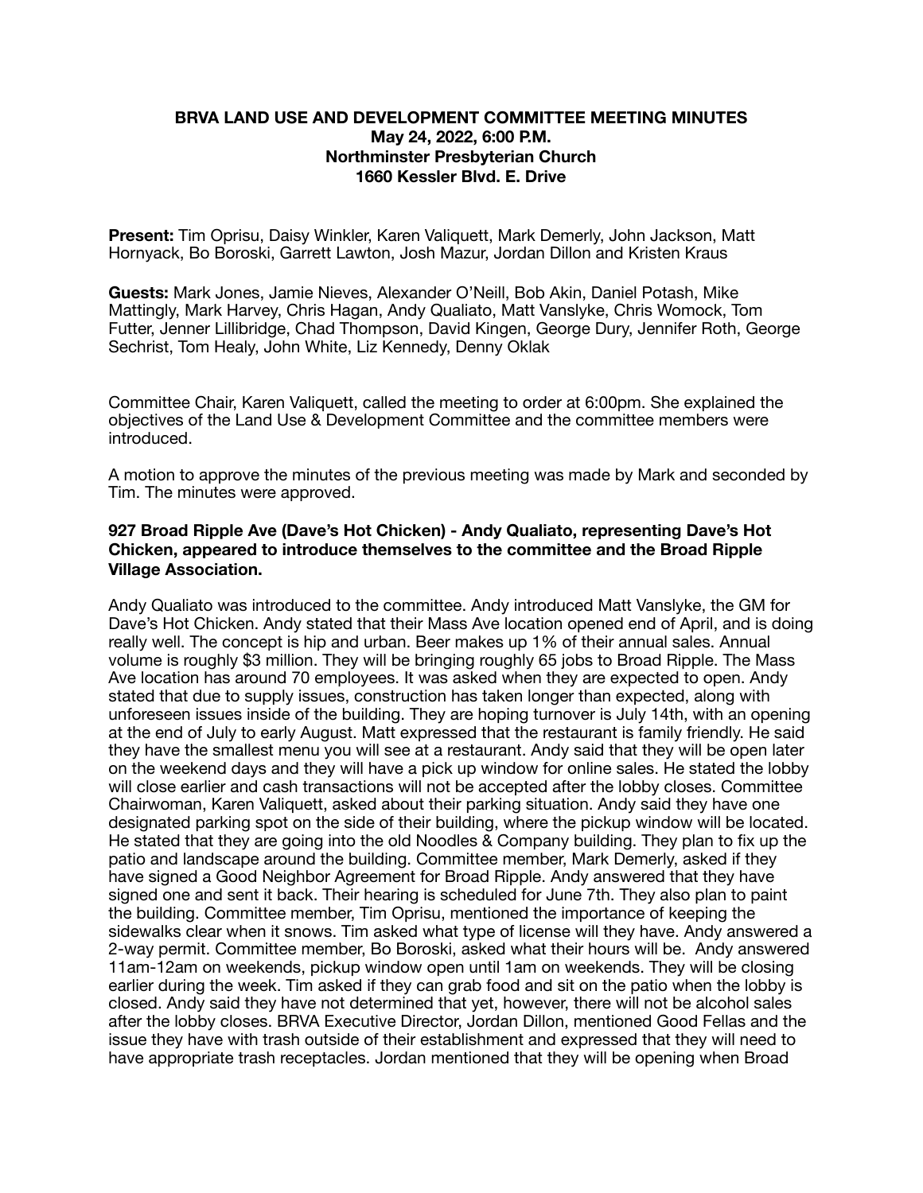**BRVA LAND USE AND DEVELOPMENT COMMITTEE MEETING MINUTES**
**May 24, 2022, 6:00 P.M.**
**Northminster Presbyterian Church**
**1660 Kessler Blvd. E. Drive**

**Present:** Tim Oprisu, Daisy Winkler, Karen Valiquett, Mark Demerly, John Jackson, Matt Hornyack, Bo Boroski, Garrett Lawton, Josh Mazur, Jordan Dillon and Kristen Kraus

**Guests:** Mark Jones, Jamie Nieves, Alexander O'Neill, Bob Akin, Daniel Potash, Mike Mattingly, Mark Harvey, Chris Hagan, Andy Qualiato, Matt Vanslyke, Chris Womock, Tom Futter, Jenner Lillibridge, Chad Thompson, David Kingen, George Dury, Jennifer Roth, George Sechrist, Tom Healy, John White, Liz Kennedy, Denny Oklak

Committee Chair, Karen Valiquett, called the meeting to order at 6:00pm. She explained the objectives of the Land Use & Development Committee and the committee members were introduced.

A motion to approve the minutes of the previous meeting was made by Mark and seconded by Tim. The minutes were approved.

**927 Broad Ripple Ave (Dave's Hot Chicken) - Andy Qualiato, representing Dave's Hot Chicken, appeared to introduce themselves to the committee and the Broad Ripple Village Association.**

Andy Qualiato was introduced to the committee. Andy introduced Matt Vanslyke, the GM for Dave's Hot Chicken. Andy stated that their Mass Ave location opened end of April, and is doing really well. The concept is hip and urban. Beer makes up 1% of their annual sales. Annual volume is roughly $3 million. They will be bringing roughly 65 jobs to Broad Ripple. The Mass Ave location has around 70 employees. It was asked when they are expected to open. Andy stated that due to supply issues, construction has taken longer than expected, along with unforeseen issues inside of the building. They are hoping turnover is July 14th, with an opening at the end of July to early August. Matt expressed that the restaurant is family friendly. He said they have the smallest menu you will see at a restaurant. Andy said that they will be open later on the weekend days and they will have a pick up window for online sales. He stated the lobby will close earlier and cash transactions will not be accepted after the lobby closes. Committee Chairwoman, Karen Valiquett, asked about their parking situation. Andy said they have one designated parking spot on the side of their building, where the pickup window will be located. He stated that they are going into the old Noodles & Company building. They plan to fix up the patio and landscape around the building. Committee member, Mark Demerly, asked if they have signed a Good Neighbor Agreement for Broad Ripple. Andy answered that they have signed one and sent it back. Their hearing is scheduled for June 7th. They also plan to paint the building. Committee member, Tim Oprisu, mentioned the importance of keeping the sidewalks clear when it snows. Tim asked what type of license will they have. Andy answered a 2-way permit. Committee member, Bo Boroski, asked what their hours will be. Andy answered 11am-12am on weekends, pickup window open until 1am on weekends. They will be closing earlier during the week. Tim asked if they can grab food and sit on the patio when the lobby is closed. Andy said they have not determined that yet, however, there will not be alcohol sales after the lobby closes. BRVA Executive Director, Jordan Dillon, mentioned Good Fellas and the issue they have with trash outside of their establishment and expressed that they will need to have appropriate trash receptacles. Jordan mentioned that they will be opening when Broad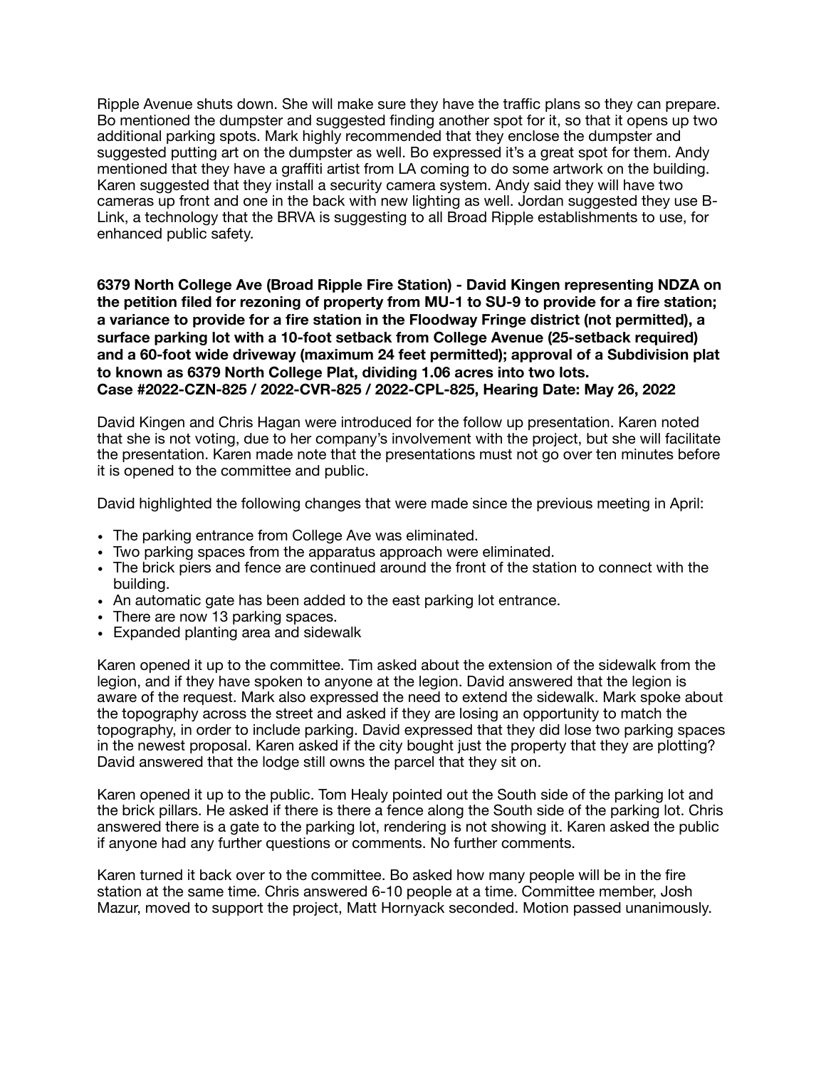Ripple Avenue shuts down. She will make sure they have the traffic plans so they can prepare. Bo mentioned the dumpster and suggested finding another spot for it, so that it opens up two additional parking spots. Mark highly recommended that they enclose the dumpster and suggested putting art on the dumpster as well. Bo expressed it's a great spot for them. Andy mentioned that they have a graffiti artist from LA coming to do some artwork on the building. Karen suggested that they install a security camera system. Andy said they will have two cameras up front and one in the back with new lighting as well. Jordan suggested they use B-Link, a technology that the BRVA is suggesting to all Broad Ripple establishments to use, for enhanced public safety.

**6379 North College Ave (Broad Ripple Fire Station) - David Kingen representing NDZA on the petition filed for rezoning of property from MU-1 to SU-9 to provide for a fire station; a variance to provide for a fire station in the Floodway Fringe district (not permitted), a surface parking lot with a 10-foot setback from College Avenue (25-setback required) and a 60-foot wide driveway (maximum 24 feet permitted); approval of a Subdivision plat to known as 6379 North College Plat, dividing 1.06 acres into two lots.**
**Case #2022-CZN-825 / 2022-CVR-825 / 2022-CPL-825, Hearing Date: May 26, 2022**

David Kingen and Chris Hagan were introduced for the follow up presentation. Karen noted that she is not voting, due to her company's involvement with the project, but she will facilitate the presentation. Karen made note that the presentations must not go over ten minutes before it is opened to the committee and public.

David highlighted the following changes that were made since the previous meeting in April:

- The parking entrance from College Ave was eliminated.
- Two parking spaces from the apparatus approach were eliminated.
- The brick piers and fence are continued around the front of the station to connect with the building.
- An automatic gate has been added to the east parking lot entrance.
- There are now 13 parking spaces.
- Expanded planting area and sidewalk

Karen opened it up to the committee. Tim asked about the extension of the sidewalk from the legion, and if they have spoken to anyone at the legion. David answered that the legion is aware of the request. Mark also expressed the need to extend the sidewalk. Mark spoke about the topography across the street and asked if they are losing an opportunity to match the topography, in order to include parking. David expressed that they did lose two parking spaces in the newest proposal. Karen asked if the city bought just the property that they are plotting? David answered that the lodge still owns the parcel that they sit on.

Karen opened it up to the public. Tom Healy pointed out the South side of the parking lot and the brick pillars. He asked if there is there a fence along the South side of the parking lot. Chris answered there is a gate to the parking lot, rendering is not showing it. Karen asked the public if anyone had any further questions or comments. No further comments.

Karen turned it back over to the committee. Bo asked how many people will be in the fire station at the same time. Chris answered 6-10 people at a time. Committee member, Josh Mazur, moved to support the project, Matt Hornyack seconded. Motion passed unanimously.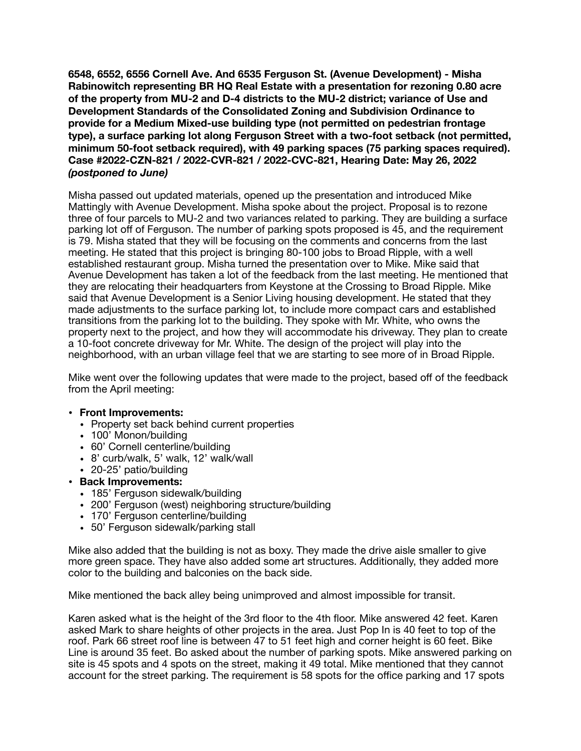**6548, 6552, 6556 Cornell Ave. And 6535 Ferguson St. (Avenue Development) - Misha Rabinowitch representing BR HQ Real Estate with a presentation for rezoning 0.80 acre of the property from MU-2 and D-4 districts to the MU-2 district; variance of Use and Development Standards of the Consolidated Zoning and Subdivision Ordinance to provide for a Medium Mixed-use building type (not permitted on pedestrian frontage type), a surface parking lot along Ferguson Street with a two-foot setback (not permitted, minimum 50-foot setback required), with 49 parking spaces (75 parking spaces required). Case #2022-CZN-821 / 2022-CVR-821 / 2022-CVC-821, Hearing Date: May 26, 2022** ***(postponed to June)***

Misha passed out updated materials, opened up the presentation and introduced Mike Mattingly with Avenue Development. Misha spoke about the project. Proposal is to rezone three of four parcels to MU-2 and two variances related to parking. They are building a surface parking lot off of Ferguson. The number of parking spots proposed is 45, and the requirement is 79. Misha stated that they will be focusing on the comments and concerns from the last meeting. He stated that this project is bringing 80-100 jobs to Broad Ripple, with a well established restaurant group. Misha turned the presentation over to Mike. Mike said that Avenue Development has taken a lot of the feedback from the last meeting. He mentioned that they are relocating their headquarters from Keystone at the Crossing to Broad Ripple. Mike said that Avenue Development is a Senior Living housing development. He stated that they made adjustments to the surface parking lot, to include more compact cars and established transitions from the parking lot to the building. They spoke with Mr. White, who owns the property next to the project, and how they will accommodate his driveway. They plan to create a 10-foot concrete driveway for Mr. White. The design of the project will play into the neighborhood, with an urban village feel that we are starting to see more of in Broad Ripple.

Mike went over the following updates that were made to the project, based off of the feedback from the April meeting:

- **Front Improvements:**
  - Property set back behind current properties
  - 100' Monon/building
  - 60' Cornell centerline/building
  - 8' curb/walk, 5' walk, 12' walk/wall
  - 20-25' patio/building
- **Back Improvements:**
  - 185' Ferguson sidewalk/building
  - 200' Ferguson (west) neighboring structure/building
  - 170' Ferguson centerline/building
  - 50' Ferguson sidewalk/parking stall

Mike also added that the building is not as boxy. They made the drive aisle smaller to give more green space. They have also added some art structures. Additionally, they added more color to the building and balconies on the back side.

Mike mentioned the back alley being unimproved and almost impossible for transit.

Karen asked what is the height of the 3rd floor to the 4th floor. Mike answered 42 feet. Karen asked Mark to share heights of other projects in the area. Just Pop In is 40 feet to top of the roof. Park 66 street roof line is between 47 to 51 feet high and corner height is 60 feet. Bike Line is around 35 feet. Bo asked about the number of parking spots. Mike answered parking on site is 45 spots and 4 spots on the street, making it 49 total. Mike mentioned that they cannot account for the street parking. The requirement is 58 spots for the office parking and 17 spots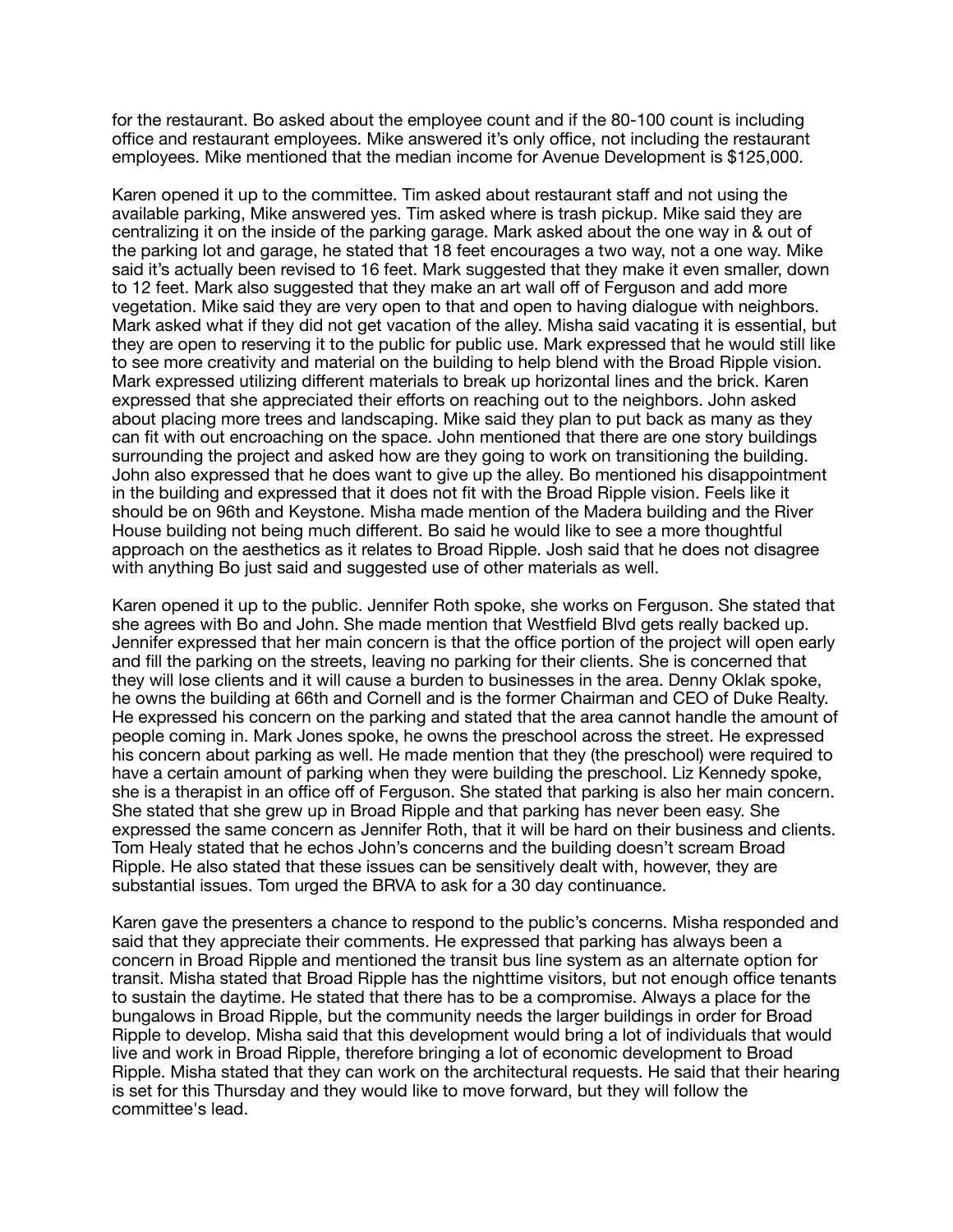for the restaurant. Bo asked about the employee count and if the 80-100 count is including office and restaurant employees. Mike answered it's only office, not including the restaurant employees. Mike mentioned that the median income for Avenue Development is $125,000.

Karen opened it up to the committee. Tim asked about restaurant staff and not using the available parking, Mike answered yes. Tim asked where is trash pickup. Mike said they are centralizing it on the inside of the parking garage. Mark asked about the one way in & out of the parking lot and garage, he stated that 18 feet encourages a two way, not a one way. Mike said it's actually been revised to 16 feet. Mark suggested that they make it even smaller, down to 12 feet. Mark also suggested that they make an art wall off of Ferguson and add more vegetation. Mike said they are very open to that and open to having dialogue with neighbors. Mark asked what if they did not get vacation of the alley. Misha said vacating it is essential, but they are open to reserving it to the public for public use. Mark expressed that he would still like to see more creativity and material on the building to help blend with the Broad Ripple vision. Mark expressed utilizing different materials to break up horizontal lines and the brick. Karen expressed that she appreciated their efforts on reaching out to the neighbors. John asked about placing more trees and landscaping. Mike said they plan to put back as many as they can fit with out encroaching on the space. John mentioned that there are one story buildings surrounding the project and asked how are they going to work on transitioning the building. John also expressed that he does want to give up the alley. Bo mentioned his disappointment in the building and expressed that it does not fit with the Broad Ripple vision. Feels like it should be on 96th and Keystone. Misha made mention of the Madera building and the River House building not being much different. Bo said he would like to see a more thoughtful approach on the aesthetics as it relates to Broad Ripple. Josh said that he does not disagree with anything Bo just said and suggested use of other materials as well.

Karen opened it up to the public. Jennifer Roth spoke, she works on Ferguson. She stated that she agrees with Bo and John. She made mention that Westfield Blvd gets really backed up. Jennifer expressed that her main concern is that the office portion of the project will open early and fill the parking on the streets, leaving no parking for their clients. She is concerned that they will lose clients and it will cause a burden to businesses in the area. Denny Oklak spoke, he owns the building at 66th and Cornell and is the former Chairman and CEO of Duke Realty. He expressed his concern on the parking and stated that the area cannot handle the amount of people coming in. Mark Jones spoke, he owns the preschool across the street. He expressed his concern about parking as well. He made mention that they (the preschool) were required to have a certain amount of parking when they were building the preschool. Liz Kennedy spoke, she is a therapist in an office off of Ferguson. She stated that parking is also her main concern. She stated that she grew up in Broad Ripple and that parking has never been easy. She expressed the same concern as Jennifer Roth, that it will be hard on their business and clients. Tom Healy stated that he echos John's concerns and the building doesn't scream Broad Ripple. He also stated that these issues can be sensitively dealt with, however, they are substantial issues. Tom urged the BRVA to ask for a 30 day continuance.

Karen gave the presenters a chance to respond to the public's concerns. Misha responded and said that they appreciate their comments. He expressed that parking has always been a concern in Broad Ripple and mentioned the transit bus line system as an alternate option for transit. Misha stated that Broad Ripple has the nighttime visitors, but not enough office tenants to sustain the daytime. He stated that there has to be a compromise. Always a place for the bungalows in Broad Ripple, but the community needs the larger buildings in order for Broad Ripple to develop. Misha said that this development would bring a lot of individuals that would live and work in Broad Ripple, therefore bringing a lot of economic development to Broad Ripple. Misha stated that they can work on the architectural requests. He said that their hearing is set for this Thursday and they would like to move forward, but they will follow the committee's lead.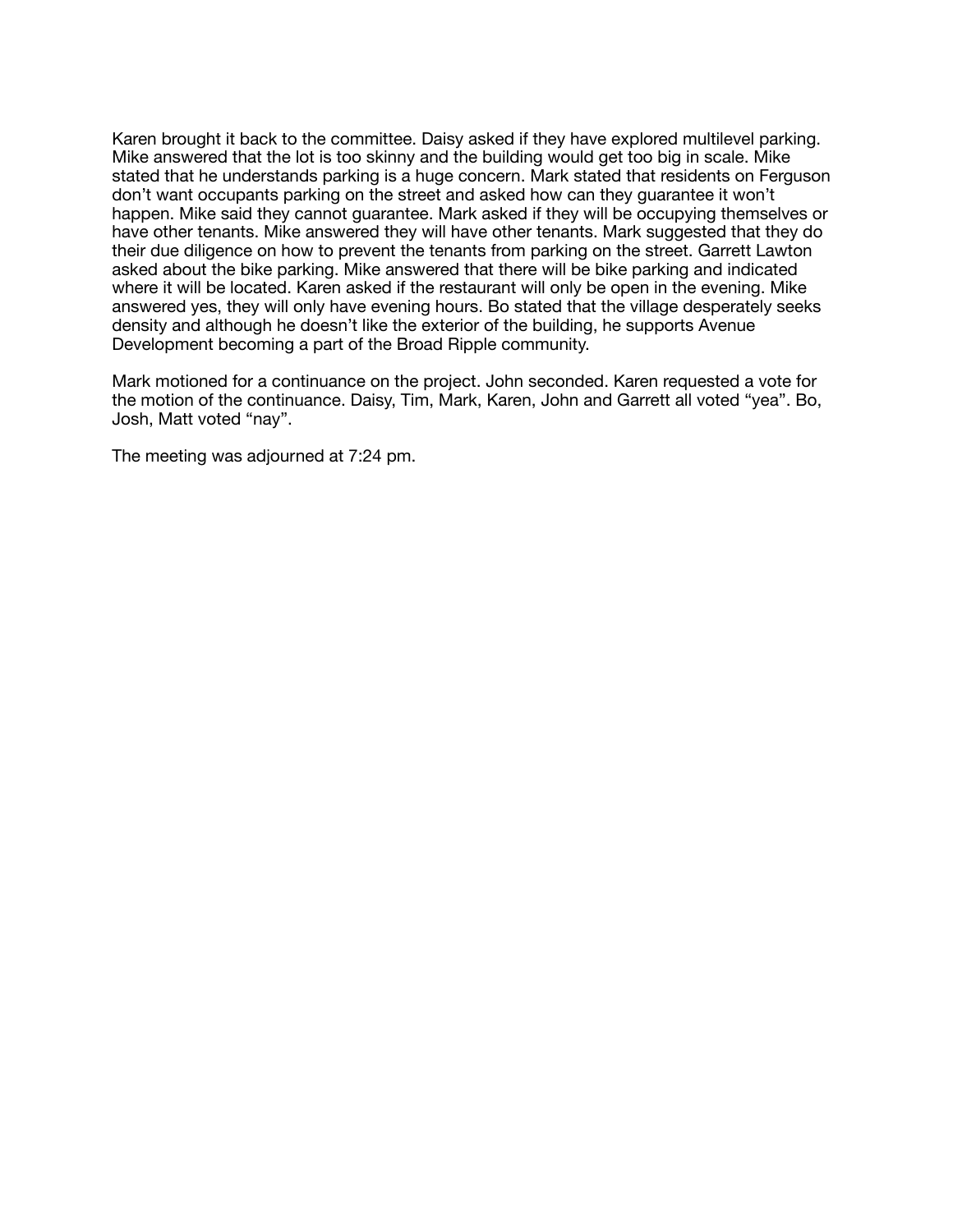Karen brought it back to the committee. Daisy asked if they have explored multilevel parking. Mike answered that the lot is too skinny and the building would get too big in scale. Mike stated that he understands parking is a huge concern. Mark stated that residents on Ferguson don't want occupants parking on the street and asked how can they guarantee it won't happen. Mike said they cannot guarantee. Mark asked if they will be occupying themselves or have other tenants. Mike answered they will have other tenants. Mark suggested that they do their due diligence on how to prevent the tenants from parking on the street. Garrett Lawton asked about the bike parking. Mike answered that there will be bike parking and indicated where it will be located. Karen asked if the restaurant will only be open in the evening. Mike answered yes, they will only have evening hours. Bo stated that the village desperately seeks density and although he doesn't like the exterior of the building, he supports Avenue Development becoming a part of the Broad Ripple community.

Mark motioned for a continuance on the project. John seconded. Karen requested a vote for the motion of the continuance. Daisy, Tim, Mark, Karen, John and Garrett all voted "yea". Bo, Josh, Matt voted "nay".

The meeting was adjourned at 7:24 pm.